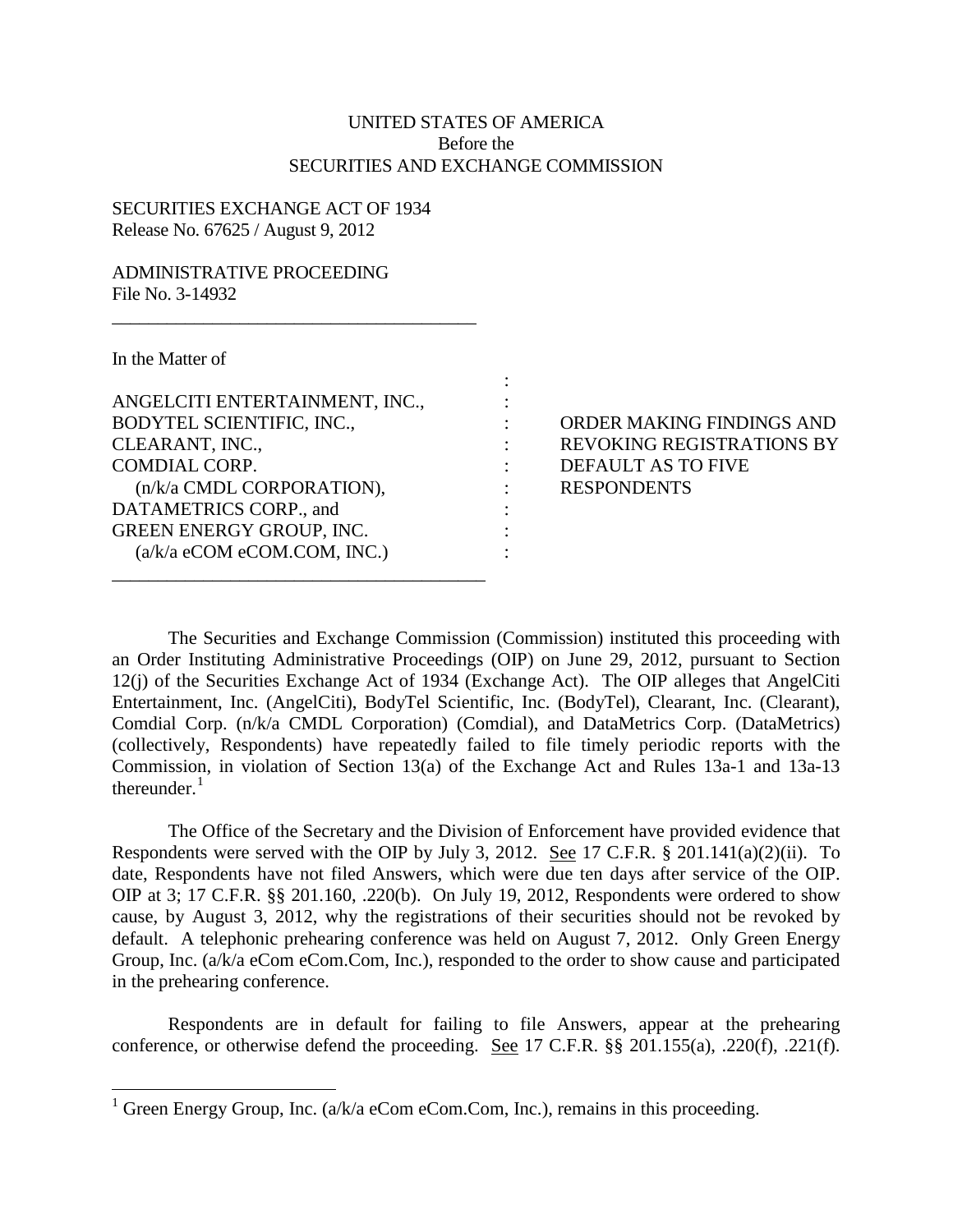UNITED STATES OF AMERICA
Before the
SECURITIES AND EXCHANGE COMMISSION

SECURITIES EXCHANGE ACT OF 1934
Release No. 67625 / August 9, 2012

ADMINISTRATIVE PROCEEDING
File No. 3-14932

---

In the Matter of

ANGELCITI ENTERTAINMENT, INC.,
BODYTEL SCIENTIFIC, INC.,
CLEARANT, INC.,
COMDIAL CORP.
(n/k/a CMDL CORPORATION),
DATAMETRICS CORP., and
GREEN ENERGY GROUP, INC.
(a/k/a eCOM eCOM.COM, INC.)

ORDER MAKING FINDINGS AND REVOKING REGISTRATIONS BY DEFAULT AS TO FIVE RESPONDENTS

---

The Securities and Exchange Commission (Commission) instituted this proceeding with an Order Instituting Administrative Proceedings (OIP) on June 29, 2012, pursuant to Section 12(j) of the Securities Exchange Act of 1934 (Exchange Act). The OIP alleges that AngelCiti Entertainment, Inc. (AngelCiti), BodyTel Scientific, Inc. (BodyTel), Clearant, Inc. (Clearant), Comdial Corp. (n/k/a CMDL Corporation) (Comdial), and DataMetrics Corp. (DataMetrics) (collectively, Respondents) have repeatedly failed to file timely periodic reports with the Commission, in violation of Section 13(a) of the Exchange Act and Rules 13a-1 and 13a-13 thereunder.[1]

The Office of the Secretary and the Division of Enforcement have provided evidence that Respondents were served with the OIP by July 3, 2012. See 17 C.F.R. § 201.141(a)(2)(ii). To date, Respondents have not filed Answers, which were due ten days after service of the OIP. OIP at 3; 17 C.F.R. §§ 201.160, .220(b). On July 19, 2012, Respondents were ordered to show cause, by August 3, 2012, why the registrations of their securities should not be revoked by default. A telephonic prehearing conference was held on August 7, 2012. Only Green Energy Group, Inc. (a/k/a eCom eCom.Com, Inc.), responded to the order to show cause and participated in the prehearing conference.

Respondents are in default for failing to file Answers, appear at the prehearing conference, or otherwise defend the proceeding. See 17 C.F.R. §§ 201.155(a), .220(f), .221(f).

---

[1] Green Energy Group, Inc. (a/k/a eCom eCom.Com, Inc.), remains in this proceeding.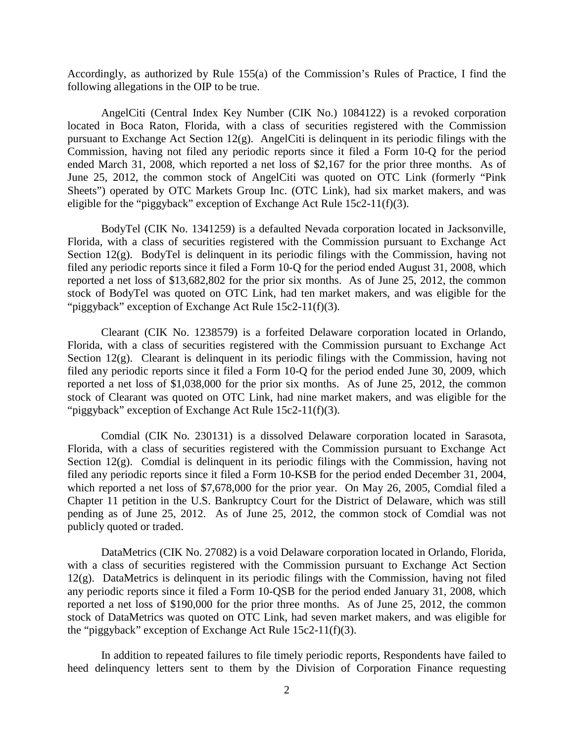Accordingly, as authorized by Rule 155(a) of the Commission's Rules of Practice, I find the following allegations in the OIP to be true.

AngelCiti (Central Index Key Number (CIK No.) 1084122) is a revoked corporation located in Boca Raton, Florida, with a class of securities registered with the Commission pursuant to Exchange Act Section 12(g). AngelCiti is delinquent in its periodic filings with the Commission, having not filed any periodic reports since it filed a Form 10-Q for the period ended March 31, 2008, which reported a net loss of $2,167 for the prior three months. As of June 25, 2012, the common stock of AngelCiti was quoted on OTC Link (formerly "Pink Sheets") operated by OTC Markets Group Inc. (OTC Link), had six market makers, and was eligible for the "piggyback" exception of Exchange Act Rule 15c2-11(f)(3).

BodyTel (CIK No. 1341259) is a defaulted Nevada corporation located in Jacksonville, Florida, with a class of securities registered with the Commission pursuant to Exchange Act Section 12(g). BodyTel is delinquent in its periodic filings with the Commission, having not filed any periodic reports since it filed a Form 10-Q for the period ended August 31, 2008, which reported a net loss of $13,682,802 for the prior six months. As of June 25, 2012, the common stock of BodyTel was quoted on OTC Link, had ten market makers, and was eligible for the "piggyback" exception of Exchange Act Rule 15c2-11(f)(3).

Clearant (CIK No. 1238579) is a forfeited Delaware corporation located in Orlando, Florida, with a class of securities registered with the Commission pursuant to Exchange Act Section 12(g). Clearant is delinquent in its periodic filings with the Commission, having not filed any periodic reports since it filed a Form 10-Q for the period ended June 30, 2009, which reported a net loss of $1,038,000 for the prior six months. As of June 25, 2012, the common stock of Clearant was quoted on OTC Link, had nine market makers, and was eligible for the "piggyback" exception of Exchange Act Rule 15c2-11(f)(3).

Comdial (CIK No. 230131) is a dissolved Delaware corporation located in Sarasota, Florida, with a class of securities registered with the Commission pursuant to Exchange Act Section 12(g). Comdial is delinquent in its periodic filings with the Commission, having not filed any periodic reports since it filed a Form 10-KSB for the period ended December 31, 2004, which reported a net loss of $7,678,000 for the prior year. On May 26, 2005, Comdial filed a Chapter 11 petition in the U.S. Bankruptcy Court for the District of Delaware, which was still pending as of June 25, 2012. As of June 25, 2012, the common stock of Comdial was not publicly quoted or traded.

DataMetrics (CIK No. 27082) is a void Delaware corporation located in Orlando, Florida, with a class of securities registered with the Commission pursuant to Exchange Act Section 12(g). DataMetrics is delinquent in its periodic filings with the Commission, having not filed any periodic reports since it filed a Form 10-QSB for the period ended January 31, 2008, which reported a net loss of $190,000 for the prior three months. As of June 25, 2012, the common stock of DataMetrics was quoted on OTC Link, had seven market makers, and was eligible for the "piggyback" exception of Exchange Act Rule 15c2-11(f)(3).

In addition to repeated failures to file timely periodic reports, Respondents have failed to heed delinquency letters sent to them by the Division of Corporation Finance requesting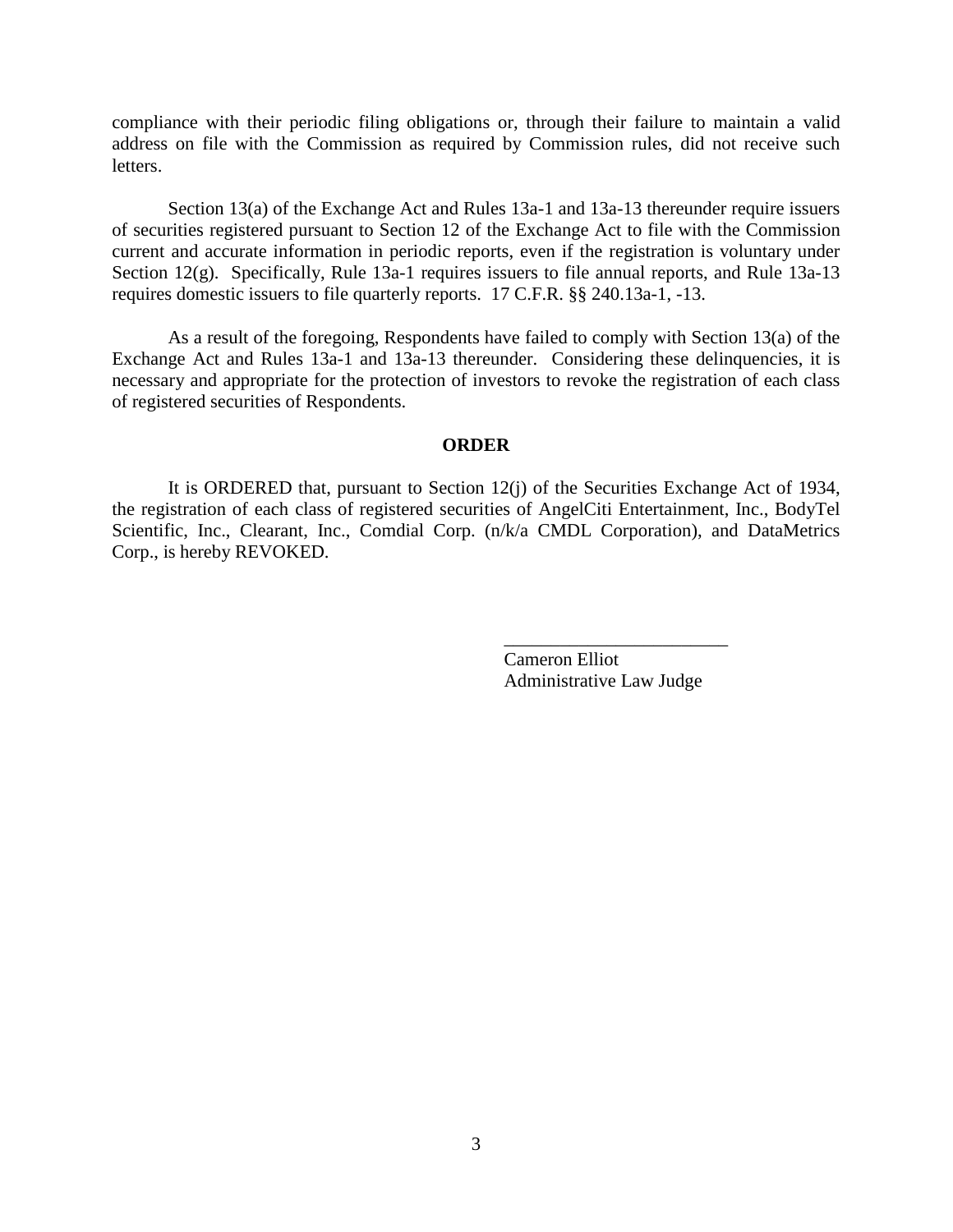compliance with their periodic filing obligations or, through their failure to maintain a valid address on file with the Commission as required by Commission rules, did not receive such letters.

Section 13(a) of the Exchange Act and Rules 13a-1 and 13a-13 thereunder require issuers of securities registered pursuant to Section 12 of the Exchange Act to file with the Commission current and accurate information in periodic reports, even if the registration is voluntary under Section 12(g). Specifically, Rule 13a-1 requires issuers to file annual reports, and Rule 13a-13 requires domestic issuers to file quarterly reports. 17 C.F.R. §§ 240.13a-1, -13.

As a result of the foregoing, Respondents have failed to comply with Section 13(a) of the Exchange Act and Rules 13a-1 and 13a-13 thereunder. Considering these delinquencies, it is necessary and appropriate for the protection of investors to revoke the registration of each class of registered securities of Respondents.

**ORDER**

It is ORDERED that, pursuant to Section 12(j) of the Securities Exchange Act of 1934, the registration of each class of registered securities of AngelCiti Entertainment, Inc., BodyTel Scientific, Inc., Clearant, Inc., Comdial Corp. (n/k/a CMDL Corporation), and DataMetrics Corp., is hereby REVOKED.

\_\_\_\_\_\_\_\_\_\_\_\_\_\_\_\_\_\_\_\_\_\_\_\_
Cameron Elliot
Administrative Law Judge